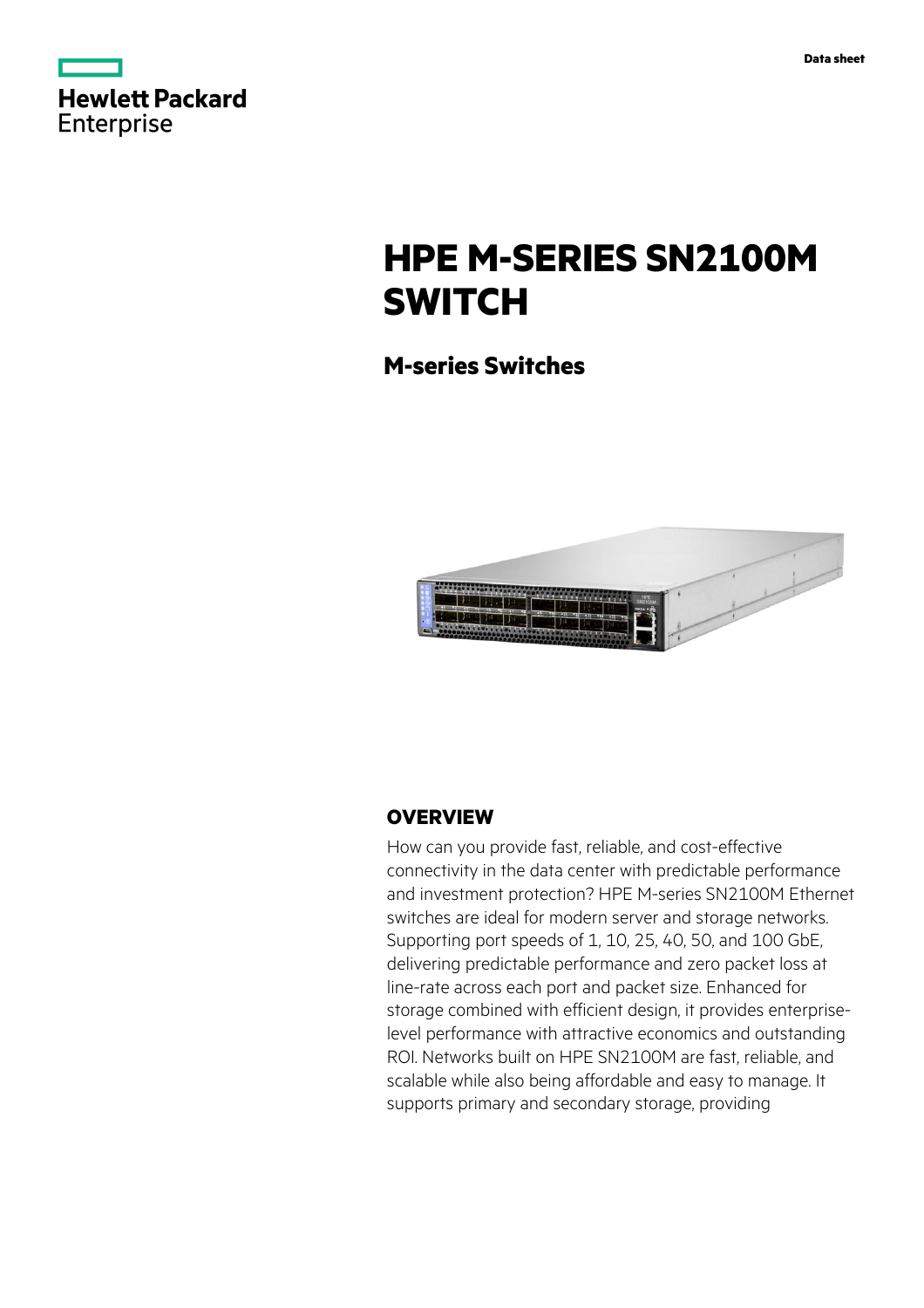Data sheet

# HPE M-SERIES SN2100M SWITCH

## M-series Switches

## OVERVIEW

How can you provide fast, reliable, and cost-effective connectivity in the data center with predictable performance and investment protection? HPE M-series SN2100M Ethernet switches are ideal for modern server and storage networks. Supporting port speeds of 1, 10, 25, 40, 50, and 100 GbE, delivering predictable performance and zero packet loss at line-rate across each port and packet size. Enhanced for storage combined with efficient design, it provides enterprise-level performance with attractive economics and outstanding ROI. Networks built on HPE SN2100M are fast, reliable, and scalable while also being affordable and easy to manage. It supports primary and secondary storage, providing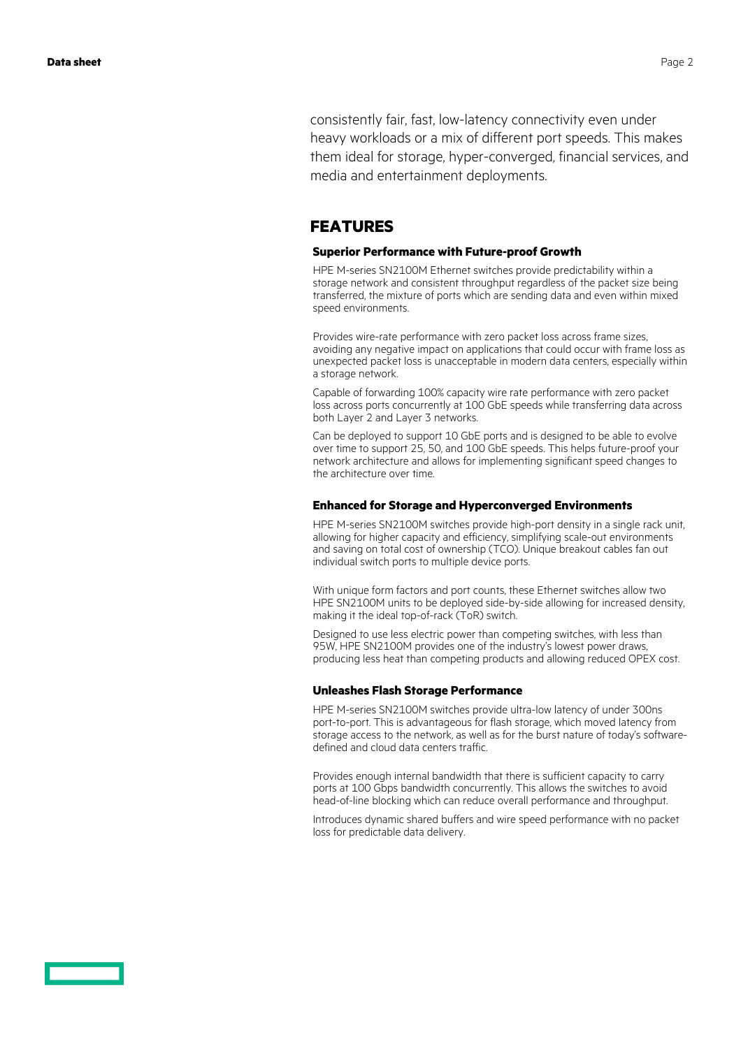consistently fair, fast, low-latency connectivity even under heavy workloads or a mix of different port speeds. This makes them ideal for storage, hyper-converged, financial services, and media and entertainment deployments.

## FEATURES

### Superior Performance with Future-proof Growth

HPE M-series SN2100M Ethernet switches provide predictability within a storage network and consistent throughput regardless of the packet size being transferred, the mixture of ports which are sending data and even within mixed speed environments.

Provides wire-rate performance with zero packet loss across frame sizes, avoiding any negative impact on applications that could occur with frame loss as unexpected packet loss is unacceptable in modern data centers, especially within a storage network.

Capable of forwarding 100% capacity wire rate performance with zero packet loss across ports concurrently at 100 GbE speeds while transferring data across both Layer 2 and Layer 3 networks.

Can be deployed to support 10 GbE ports and is designed to be able to evolve over time to support 25, 50, and 100 GbE speeds. This helps future-proof your network architecture and allows for implementing significant speed changes to the architecture over time.

### Enhanced for Storage and Hyperconverged Environments

HPE M-series SN2100M switches provide high-port density in a single rack unit, allowing for higher capacity and efficiency, simplifying scale-out environments and saving on total cost of ownership (TCO). Unique breakout cables fan out individual switch ports to multiple device ports.

With unique form factors and port counts, these Ethernet switches allow two HPE SN2100M units to be deployed side-by-side allowing for increased density, making it the ideal top-of-rack (ToR) switch.

Designed to use less electric power than competing switches, with less than 95W, HPE SN2100M provides one of the industry's lowest power draws, producing less heat than competing products and allowing reduced OPEX cost.

### Unleashes Flash Storage Performance

HPE M-series SN2100M switches provide ultra-low latency of under 300ns port-to-port. This is advantageous for flash storage, which moved latency from storage access to the network, as well as for the burst nature of today's software-defined and cloud data centers traffic.

Provides enough internal bandwidth that there is sufficient capacity to carry ports at 100 Gbps bandwidth concurrently. This allows the switches to avoid head-of-line blocking which can reduce overall performance and throughput.

Introduces dynamic shared buffers and wire speed performance with no packet loss for predictable data delivery.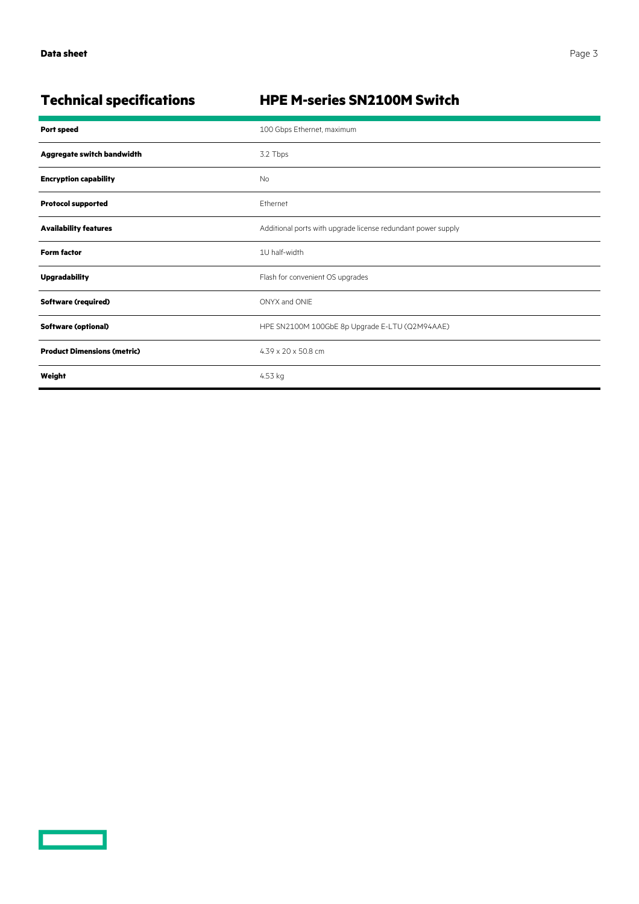## Technical specifications

| HPE M-series SN2100M Switch | |
|---|---|
| **Port speed** | 100 Gbps Ethernet, maximum |
| **Aggregate switch bandwidth** | 3.2 Tbps |
| **Encryption capability** | No |
| **Protocol supported** | Ethernet |
| **Availability features** | Additional ports with upgrade license redundant power supply |
| **Form factor** | 1U half-width |
| **Upgradability** | Flash for convenient OS upgrades |
| **Software (required)** | ONYX and ONIE |
| **Software (optional)** | HPE SN2100M 100GbE 8p Upgrade E-LTU (Q2M94AAE) |
| **Product Dimensions (metric)** | 4.39 x 20 x 50.8 cm |
| **Weight** | 4.53 kg |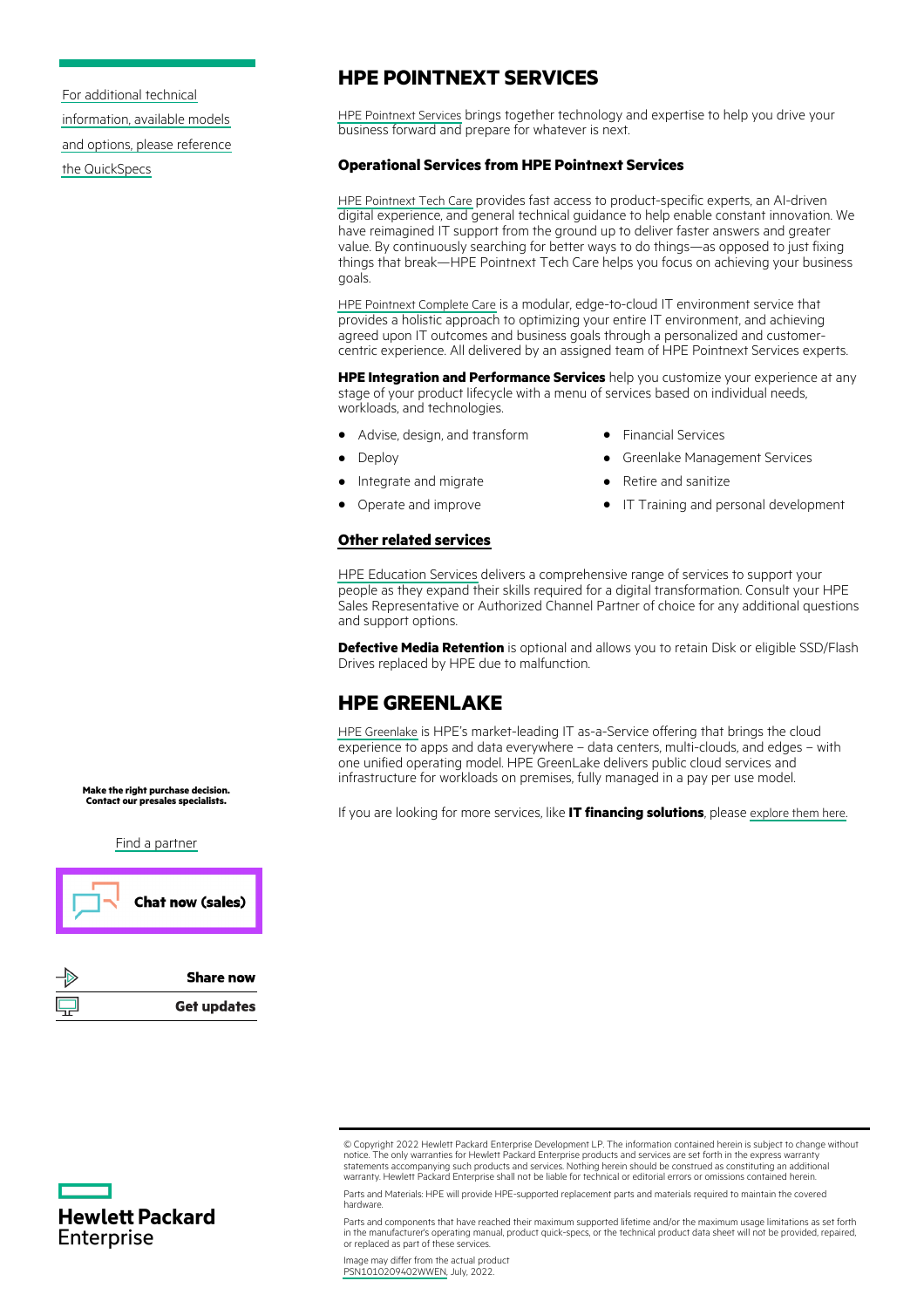For additional technical information, available models and options, please reference the QuickSpecs

# HPE POINTNEXT SERVICES

HPE Pointnext Services brings together technology and expertise to help you drive your business forward and prepare for whatever is next.

### Operational Services from HPE Pointnext Services

HPE Pointnext Tech Care provides fast access to product-specific experts, an AI-driven digital experience, and general technical guidance to help enable constant innovation. We have reimagined IT support from the ground up to deliver faster answers and greater value. By continuously searching for better ways to do things—as opposed to just fixing things that break—HPE Pointnext Tech Care helps you focus on achieving your business goals.

HPE Pointnext Complete Care is a modular, edge-to-cloud IT environment service that provides a holistic approach to optimizing your entire IT environment, and achieving agreed upon IT outcomes and business goals through a personalized and customer-centric experience. All delivered by an assigned team of HPE Pointnext Services experts.

**HPE Integration and Performance Services** help you customize your experience at any stage of your product lifecycle with a menu of services based on individual needs, workloads, and technologies.

- Advise, design, and transform
- Deploy
- Integrate and migrate
- Operate and improve
- Financial Services
- Greenlake Management Services
- Retire and sanitize
- IT Training and personal development

### Other related services

HPE Education Services delivers a comprehensive range of services to support your people as they expand their skills required for a digital transformation. Consult your HPE Sales Representative or Authorized Channel Partner of choice for any additional questions and support options.

**Defective Media Retention** is optional and allows you to retain Disk or eligible SSD/Flash Drives replaced by HPE due to malfunction.

# HPE GREENLAKE

HPE Greenlake is HPE's market-leading IT as-a-Service offering that brings the cloud experience to apps and data everywhere – data centers, multi-clouds, and edges – with one unified operating model. HPE GreenLake delivers public cloud services and infrastructure for workloads on premises, fully managed in a pay per use model.

If you are looking for more services, like **IT financing solutions**, please explore them here.

**Make the right purchase decision. Contact our presales specialists.**

Find a partner

Chat now (sales)

Share now

Get updates

Hewlett Packard Enterprise

© Copyright 2022 Hewlett Packard Enterprise Development LP. The information contained herein is subject to change without notice. The only warranties for Hewlett Packard Enterprise products and services are set forth in the express warranty statements accompanying such products and services. Nothing herein should be construed as constituting an additional warranty. Hewlett Packard Enterprise shall not be liable for technical or editorial errors or omissions contained herein.

Parts and Materials: HPE will provide HPE-supported replacement parts and materials required to maintain the covered hardware.

Parts and components that have reached their maximum supported lifetime and/or the maximum usage limitations as set forth in the manufacturer's operating manual, product quick-specs, or the technical product data sheet will not be provided, repaired, or replaced as part of these services.

Image may differ from the actual product

PSN1010209402WWEN, July, 2022.